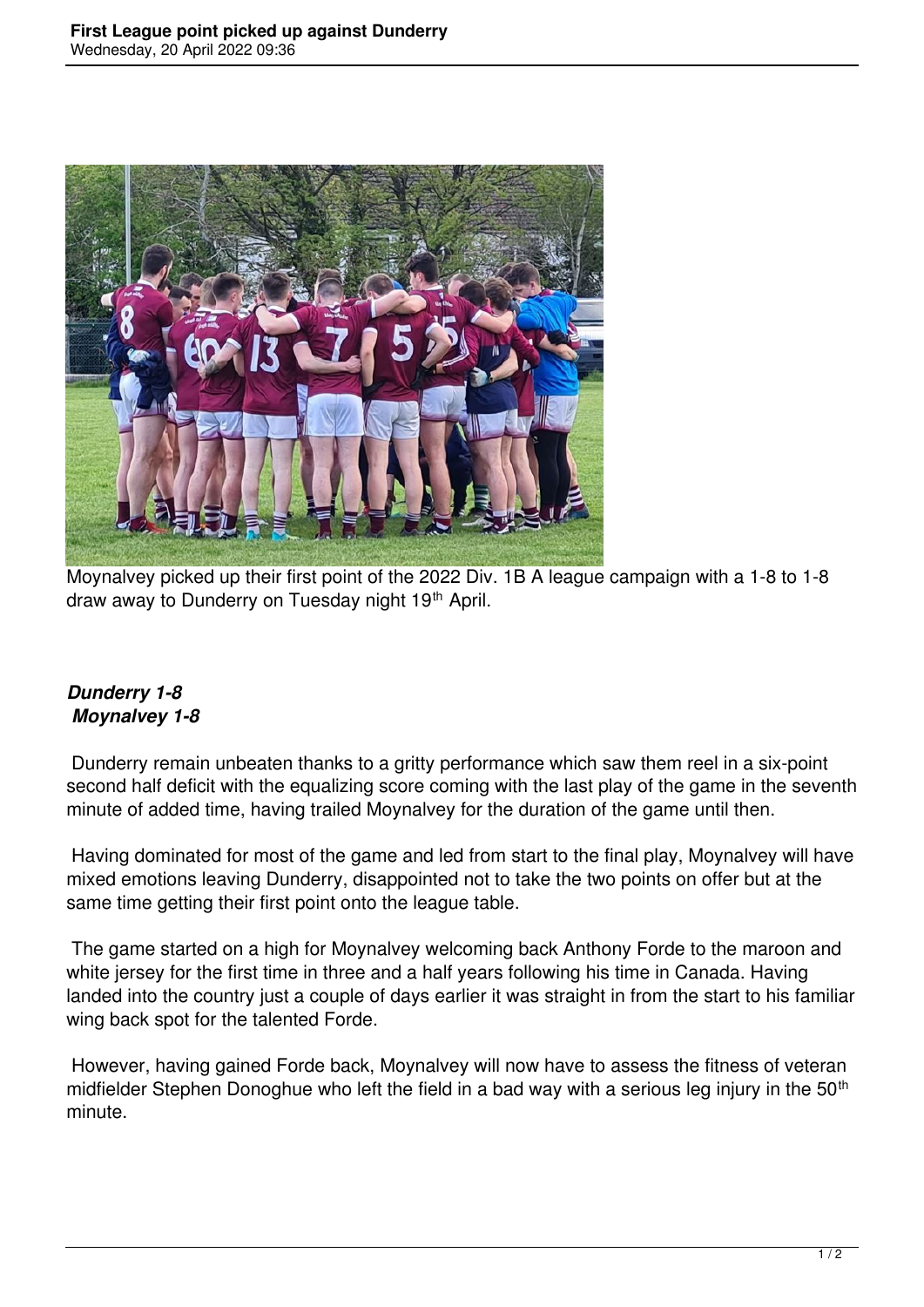Moynalvey picked up their first point of the 2022 Div. 1B A league campaign with a 1-8 to 1-8 draw away to Dunderry on Tuesday night 19th April.

***Dunderry 1-8***
***Moynalvey 1-8***

Dunderry remain unbeaten thanks to a gritty performance which saw them reel in a six-point second half deficit with the equalizing score coming with the last play of the game in the seventh minute of added time, having trailed Moynalvey for the duration of the game until then.

Having dominated for most of the game and led from start to the final play, Moynalvey will have mixed emotions leaving Dunderry, disappointed not to take the two points on offer but at the same time getting their first point onto the league table.

The game started on a high for Moynalvey welcoming back Anthony Forde to the maroon and white jersey for the first time in three and a half years following his time in Canada. Having landed into the country just a couple of days earlier it was straight in from the start to his familiar wing back spot for the talented Forde.

However, having gained Forde back, Moynalvey will now have to assess the fitness of veteran midfielder Stephen Donoghue who left the field in a bad way with a serious leg injury in the 50th minute.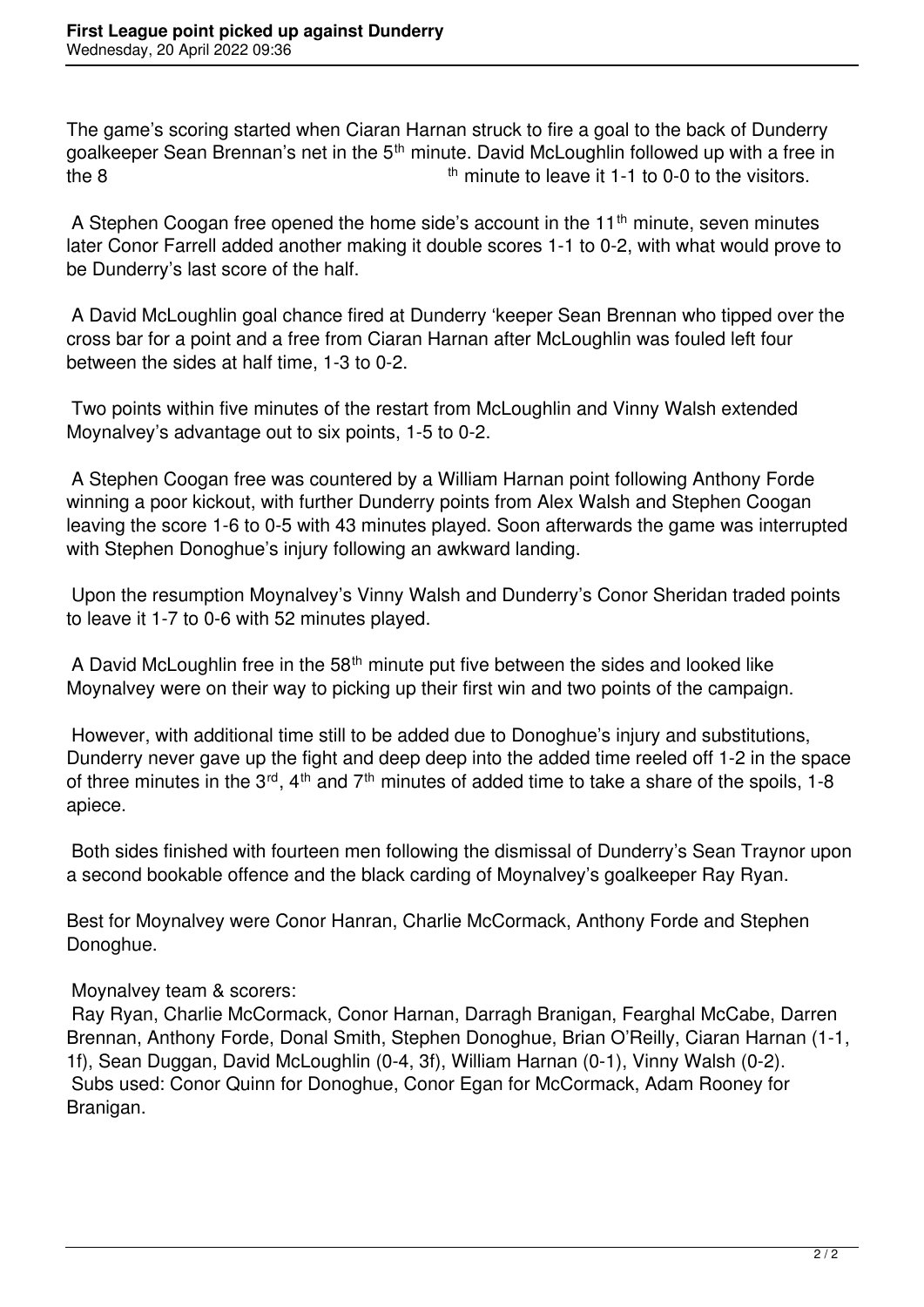The game's scoring started when Ciaran Harnan struck to fire a goal to the back of Dunderry goalkeeper Sean Brennan's net in the 5th minute. David McLoughlin followed up with a free in the 8th minute to leave it 1-1 to 0-0 to the visitors.

A Stephen Coogan free opened the home side's account in the 11th minute, seven minutes later Conor Farrell added another making it double scores 1-1 to 0-2, with what would prove to be Dunderry's last score of the half.

A David McLoughlin goal chance fired at Dunderry 'keeper Sean Brennan who tipped over the cross bar for a point and a free from Ciaran Harnan after McLoughlin was fouled left four between the sides at half time, 1-3 to 0-2.

Two points within five minutes of the restart from McLoughlin and Vinny Walsh extended Moynalvey's advantage out to six points, 1-5 to 0-2.

A Stephen Coogan free was countered by a William Harnan point following Anthony Forde winning a poor kickout, with further Dunderry points from Alex Walsh and Stephen Coogan leaving the score 1-6 to 0-5 with 43 minutes played. Soon afterwards the game was interrupted with Stephen Donoghue's injury following an awkward landing.

Upon the resumption Moynalvey's Vinny Walsh and Dunderry's Conor Sheridan traded points to leave it 1-7 to 0-6 with 52 minutes played.

A David McLoughlin free in the 58th minute put five between the sides and looked like Moynalvey were on their way to picking up their first win and two points of the campaign.

However, with additional time still to be added due to Donoghue's injury and substitutions, Dunderry never gave up the fight and deep deep into the added time reeled off 1-2 in the space of three minutes in the 3rd, 4th and 7th minutes of added time to take a share of the spoils, 1-8 apiece.

Both sides finished with fourteen men following the dismissal of Dunderry's Sean Traynor upon a second bookable offence and the black carding of Moynalvey's goalkeeper Ray Ryan.

Best for Moynalvey were Conor Hanran, Charlie McCormack, Anthony Forde and Stephen Donoghue.

Moynalvey team & scorers:
Ray Ryan, Charlie McCormack, Conor Harnan, Darragh Branigan, Fearghal McCabe, Darren Brennan, Anthony Forde, Donal Smith, Stephen Donoghue, Brian O'Reilly, Ciaran Harnan (1-1, 1f), Sean Duggan, David McLoughlin (0-4, 3f), William Harnan (0-1), Vinny Walsh (0-2).
Subs used: Conor Quinn for Donoghue, Conor Egan for McCormack, Adam Rooney for Branigan.